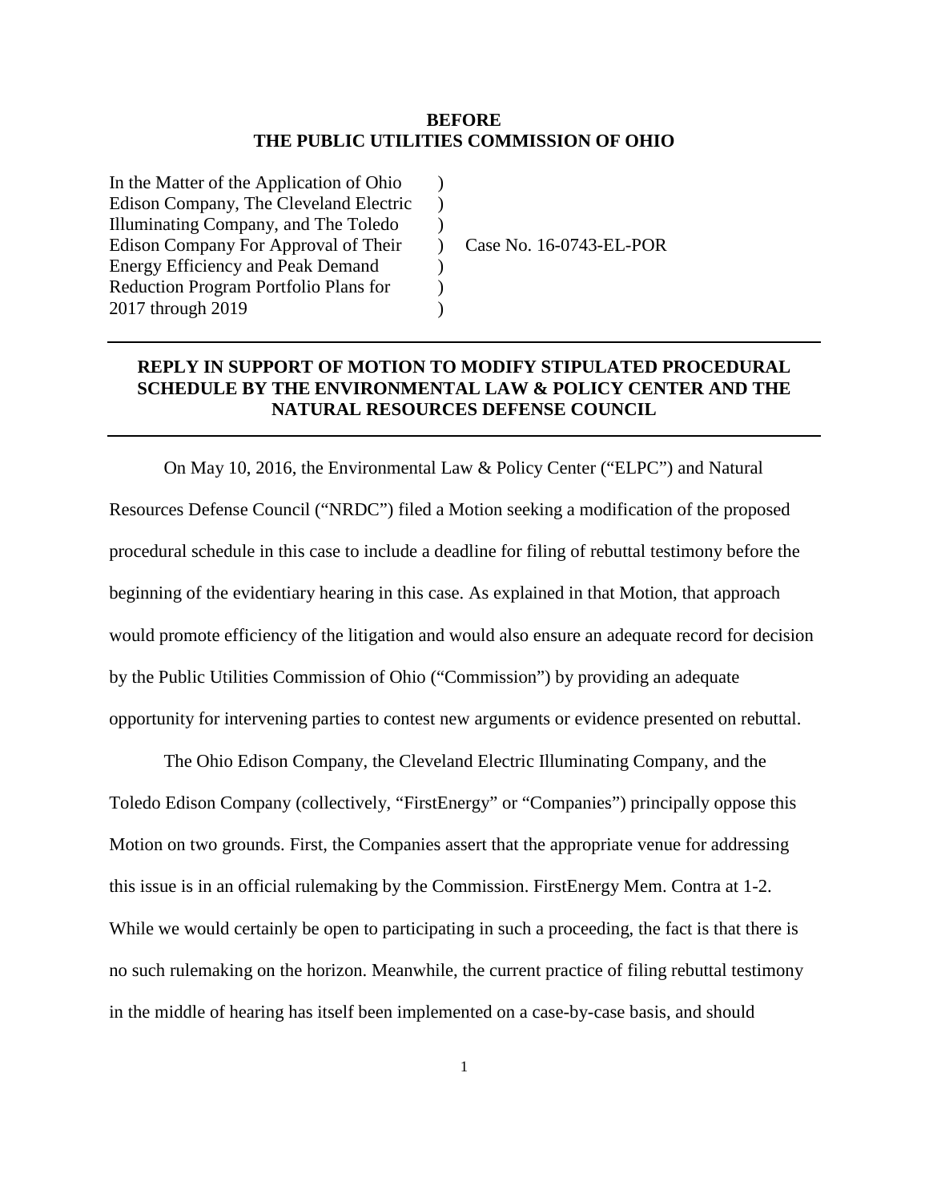**BEFORE**
**THE PUBLIC UTILITIES COMMISSION OF OHIO**

| | | |
|---|---|---|
| In the Matter of the Application of Ohio Edison Company, The Cleveland Electric Illuminating Company, and The Toledo Edison Company For Approval of Their Energy Efficiency and Peak Demand Reduction Program Portfolio Plans for 2017 through 2019 | ) | Case No. 16-0743-EL-POR |

---

**REPLY IN SUPPORT OF MOTION TO MODIFY STIPULATED PROCEDURAL SCHEDULE BY THE ENVIRONMENTAL LAW & POLICY CENTER AND THE NATURAL RESOURCES DEFENSE COUNCIL**

---

On May 10, 2016, the Environmental Law & Policy Center ("ELPC") and Natural Resources Defense Council ("NRDC") filed a Motion seeking a modification of the proposed procedural schedule in this case to include a deadline for filing of rebuttal testimony before the beginning of the evidentiary hearing in this case. As explained in that Motion, that approach would promote efficiency of the litigation and would also ensure an adequate record for decision by the Public Utilities Commission of Ohio ("Commission") by providing an adequate opportunity for intervening parties to contest new arguments or evidence presented on rebuttal.

The Ohio Edison Company, the Cleveland Electric Illuminating Company, and the Toledo Edison Company (collectively, "FirstEnergy" or "Companies") principally oppose this Motion on two grounds. First, the Companies assert that the appropriate venue for addressing this issue is in an official rulemaking by the Commission. FirstEnergy Mem. Contra at 1-2. While we would certainly be open to participating in such a proceeding, the fact is that there is no such rulemaking on the horizon. Meanwhile, the current practice of filing rebuttal testimony in the middle of hearing has itself been implemented on a case-by-case basis, and should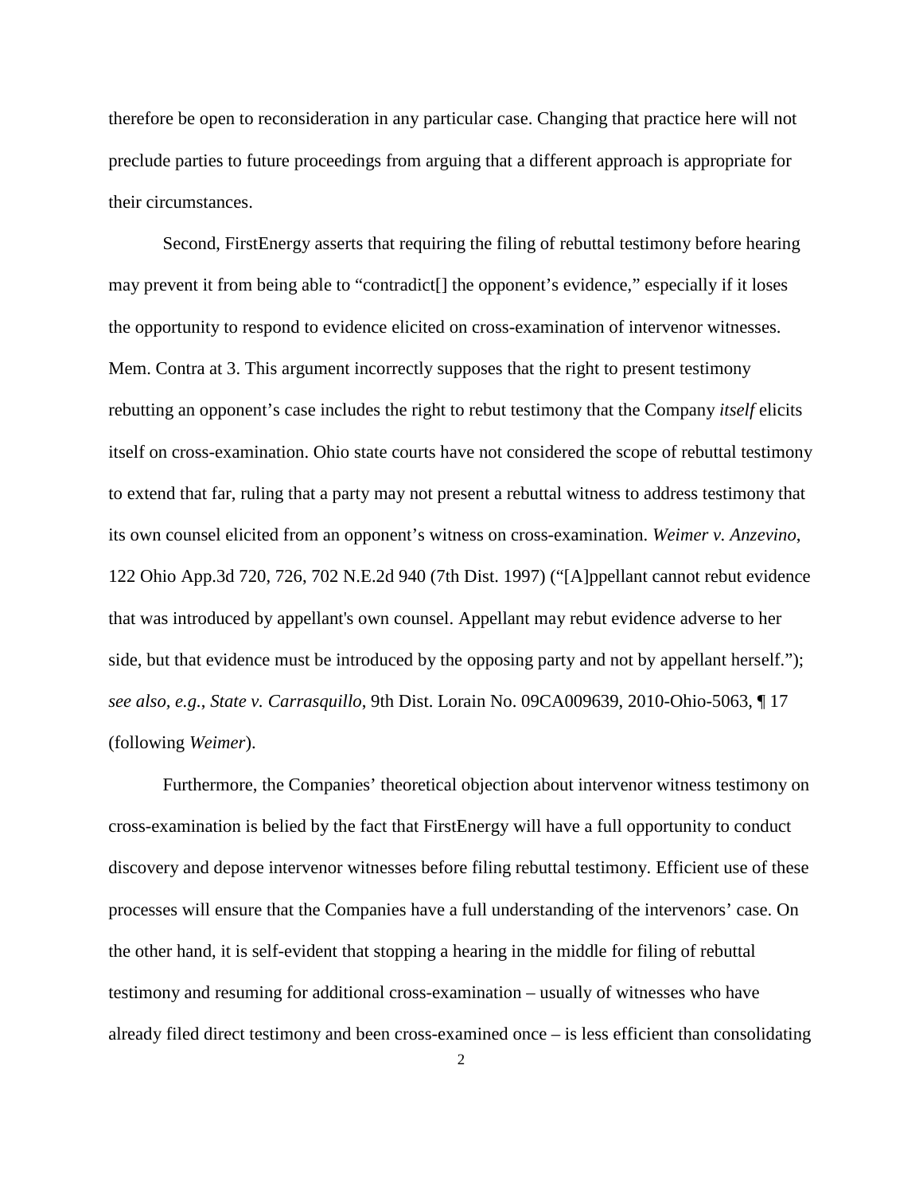therefore be open to reconsideration in any particular case. Changing that practice here will not preclude parties to future proceedings from arguing that a different approach is appropriate for their circumstances.

Second, FirstEnergy asserts that requiring the filing of rebuttal testimony before hearing may prevent it from being able to "contradict[] the opponent's evidence," especially if it loses the opportunity to respond to evidence elicited on cross-examination of intervenor witnesses. Mem. Contra at 3. This argument incorrectly supposes that the right to present testimony rebutting an opponent's case includes the right to rebut testimony that the Company *itself* elicits itself on cross-examination. Ohio state courts have not considered the scope of rebuttal testimony to extend that far, ruling that a party may not present a rebuttal witness to address testimony that its own counsel elicited from an opponent's witness on cross-examination. *Weimer v. Anzevino*, 122 Ohio App.3d 720, 726, 702 N.E.2d 940 (7th Dist. 1997) ("[A]ppellant cannot rebut evidence that was introduced by appellant's own counsel. Appellant may rebut evidence adverse to her side, but that evidence must be introduced by the opposing party and not by appellant herself."); *see also, e.g.*, *State v. Carrasquillo*, 9th Dist. Lorain No. 09CA009639, 2010-Ohio-5063, ¶ 17 (following *Weimer*).

Furthermore, the Companies' theoretical objection about intervenor witness testimony on cross-examination is belied by the fact that FirstEnergy will have a full opportunity to conduct discovery and depose intervenor witnesses before filing rebuttal testimony. Efficient use of these processes will ensure that the Companies have a full understanding of the intervenors' case. On the other hand, it is self-evident that stopping a hearing in the middle for filing of rebuttal testimony and resuming for additional cross-examination – usually of witnesses who have already filed direct testimony and been cross-examined once – is less efficient than consolidating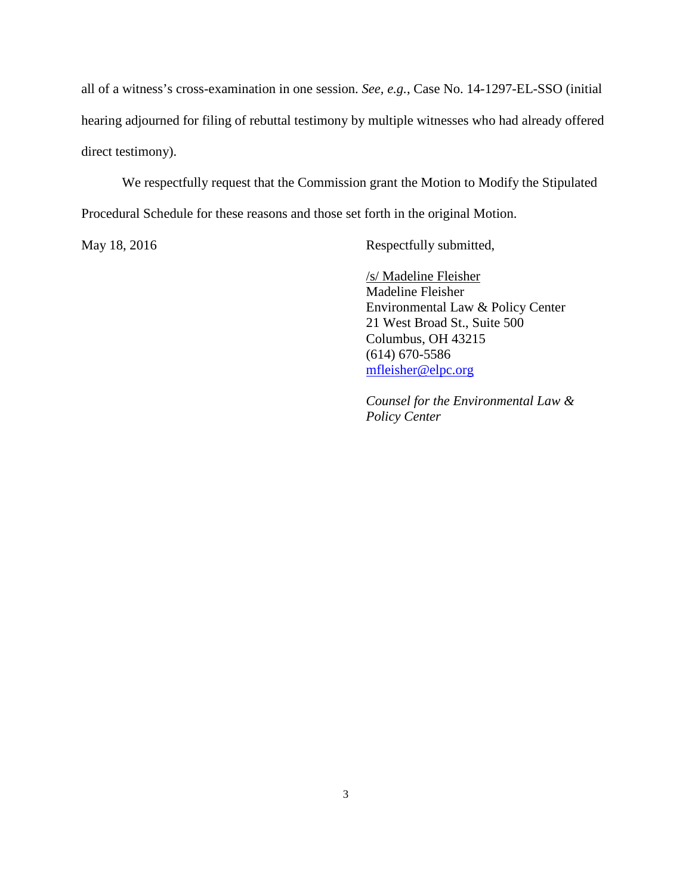all of a witness's cross-examination in one session. *See, e.g.*, Case No. 14-1297-EL-SSO (initial hearing adjourned for filing of rebuttal testimony by multiple witnesses who had already offered direct testimony).

We respectfully request that the Commission grant the Motion to Modify the Stipulated Procedural Schedule for these reasons and those set forth in the original Motion.

May 18, 2016

Respectfully submitted,

/s/ Madeline Fleisher
Madeline Fleisher
Environmental Law & Policy Center
21 West Broad St., Suite 500
Columbus, OH 43215
(614) 670-5586
mfleisher@elpc.org

*Counsel for the Environmental Law & Policy Center*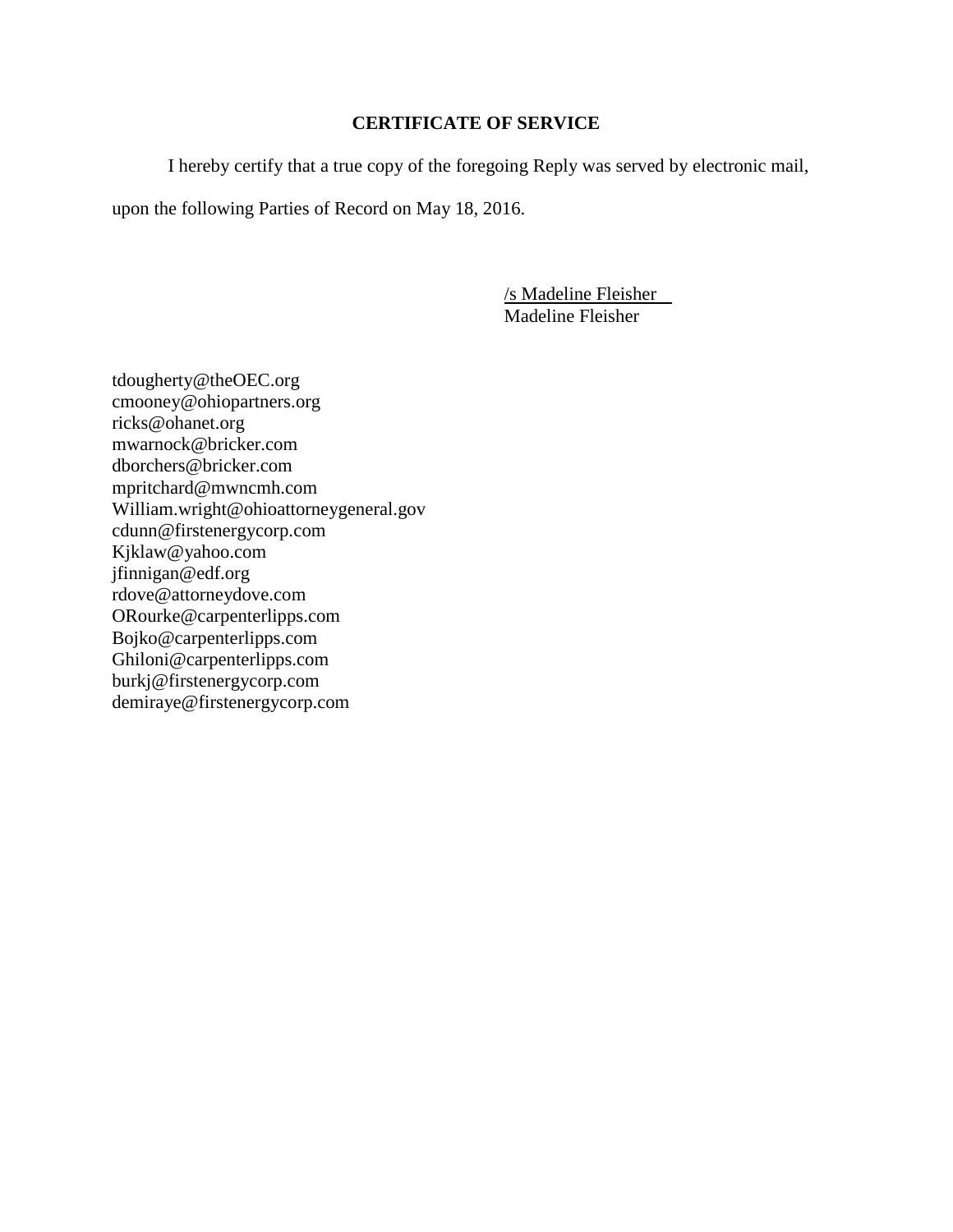## CERTIFICATE OF SERVICE

I hereby certify that a true copy of the foregoing Reply was served by electronic mail, upon the following Parties of Record on May 18, 2016.

/s Madeline Fleisher
Madeline Fleisher

tdougherty@theOEC.org
cmooney@ohiopartners.org
ricks@ohanet.org
mwarnock@bricker.com
dborchers@bricker.com
mpritchard@mwncmh.com
William.wright@ohioattorneygeneral.gov
cdunn@firstenergycorp.com
Kjklaw@yahoo.com
jfinnigan@edf.org
rdove@attorneydove.com
ORourke@carpenterlipps.com
Bojko@carpenterlipps.com
Ghiloni@carpenterlipps.com
burkj@firstenergycorp.com
demiraye@firstenergycorp.com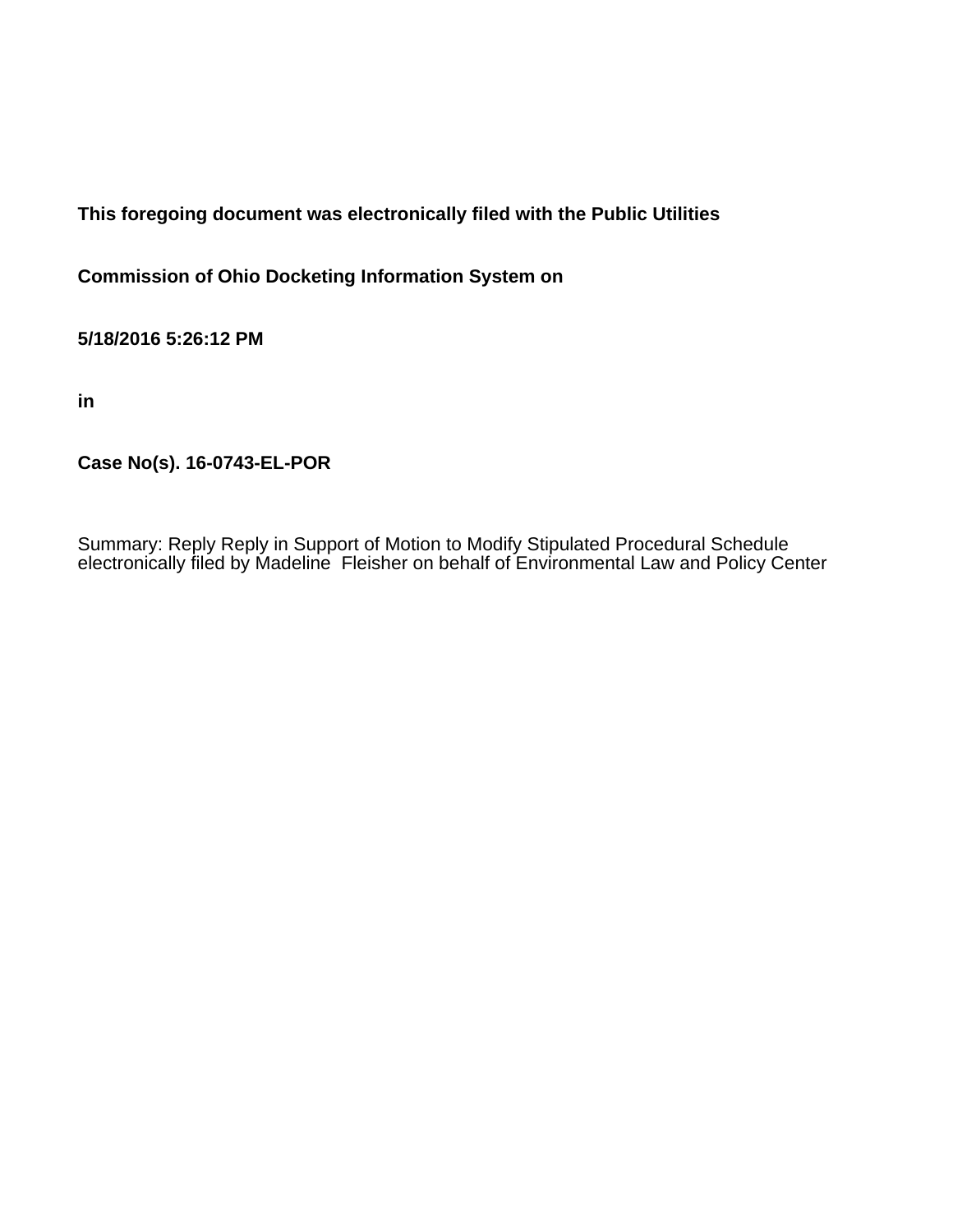**This foregoing document was electronically filed with the Public Utilities**

**Commission of Ohio Docketing Information System on**

**5/18/2016 5:26:12 PM**

**in**

**Case No(s). 16-0743-EL-POR**

Summary: Reply Reply in Support of Motion to Modify Stipulated Procedural Schedule electronically filed by Madeline Fleisher on behalf of Environmental Law and Policy Center